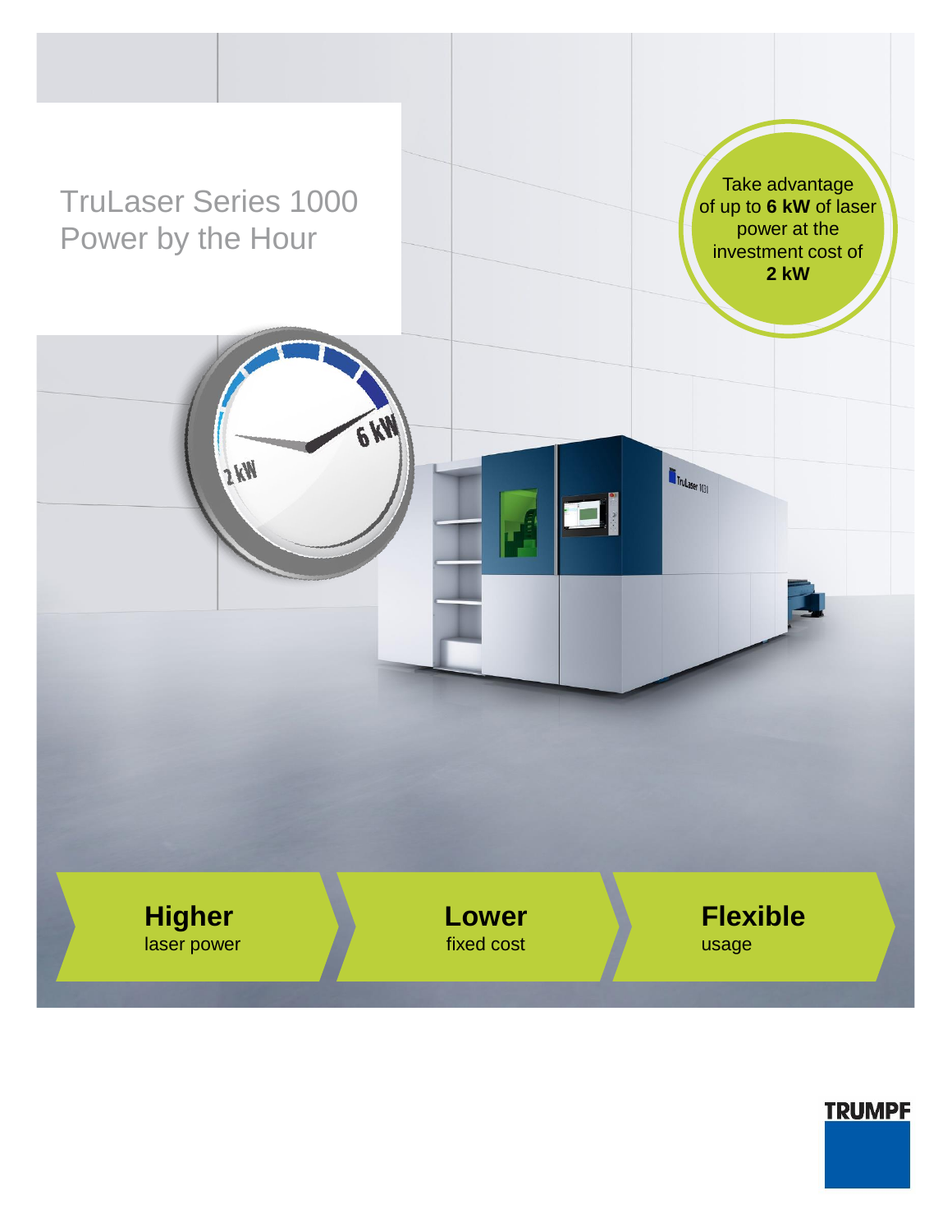# TruLaser Series 1000 Power by the Hour

Take advantage of up to **6 kW** of laser power at the investment cost of **2 kW**

**Higher** laser power

**Lower** fixed cost

**Flexible** usage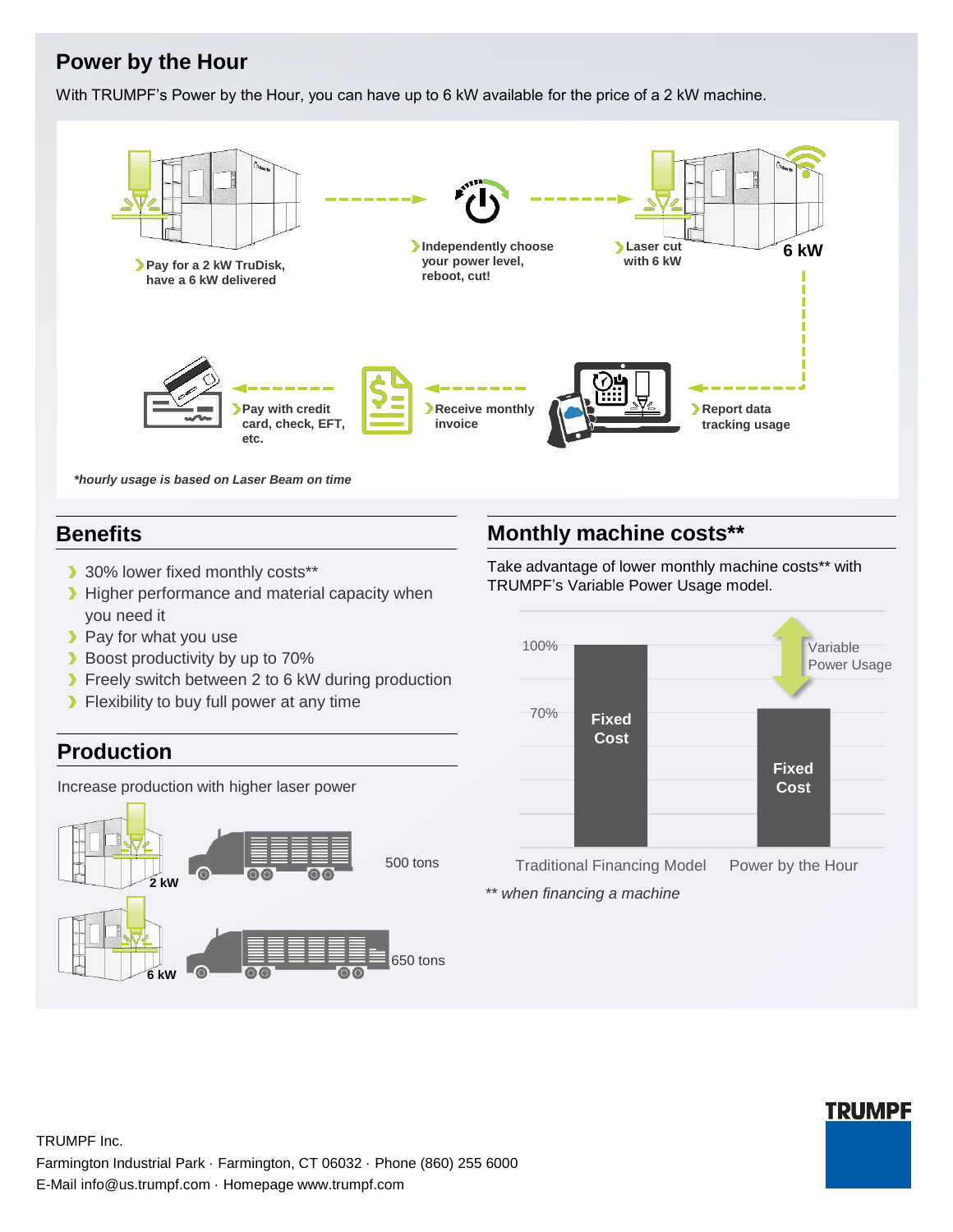## Power by the Hour

With TRUMPF's Power by the Hour, you can have up to 6 kW available for the price of a 2 kW machine.

Pay for a 2 kW TruDisk, have a 6 kW delivered

Independently choose your power level, reboot, cut!

Laser cut with 6 kW

6 kW

Report data tracking usage

Receive monthly invoice

Pay with credit card, check, EFT, etc.

*\*hourly usage is based on Laser Beam on time*

## Benefits

- 30% lower fixed monthly costs**
- Higher performance and material capacity when you need it
- Pay for what you use
- Boost productivity by up to 70%
- Freely switch between 2 to 6 kW during production
- Flexibility to buy full power at any time

## Production

Increase production with higher laser power

2 kW

500 tons

6 kW

650 tons

## Monthly machine costs**

Take advantage of lower monthly machine costs** with TRUMPF's Variable Power Usage model.

100%

70%

Fixed Cost

Fixed Cost

Variable Power Usage

Traditional Financing Model

Power by the Hour

*\*\* when financing a machine*

TRUMPF Inc.
Farmington Industrial Park · Farmington, CT 06032 · Phone (860) 255 6000
E-Mail info@us.trumpf.com · Homepage www.trumpf.com

TRUMPF